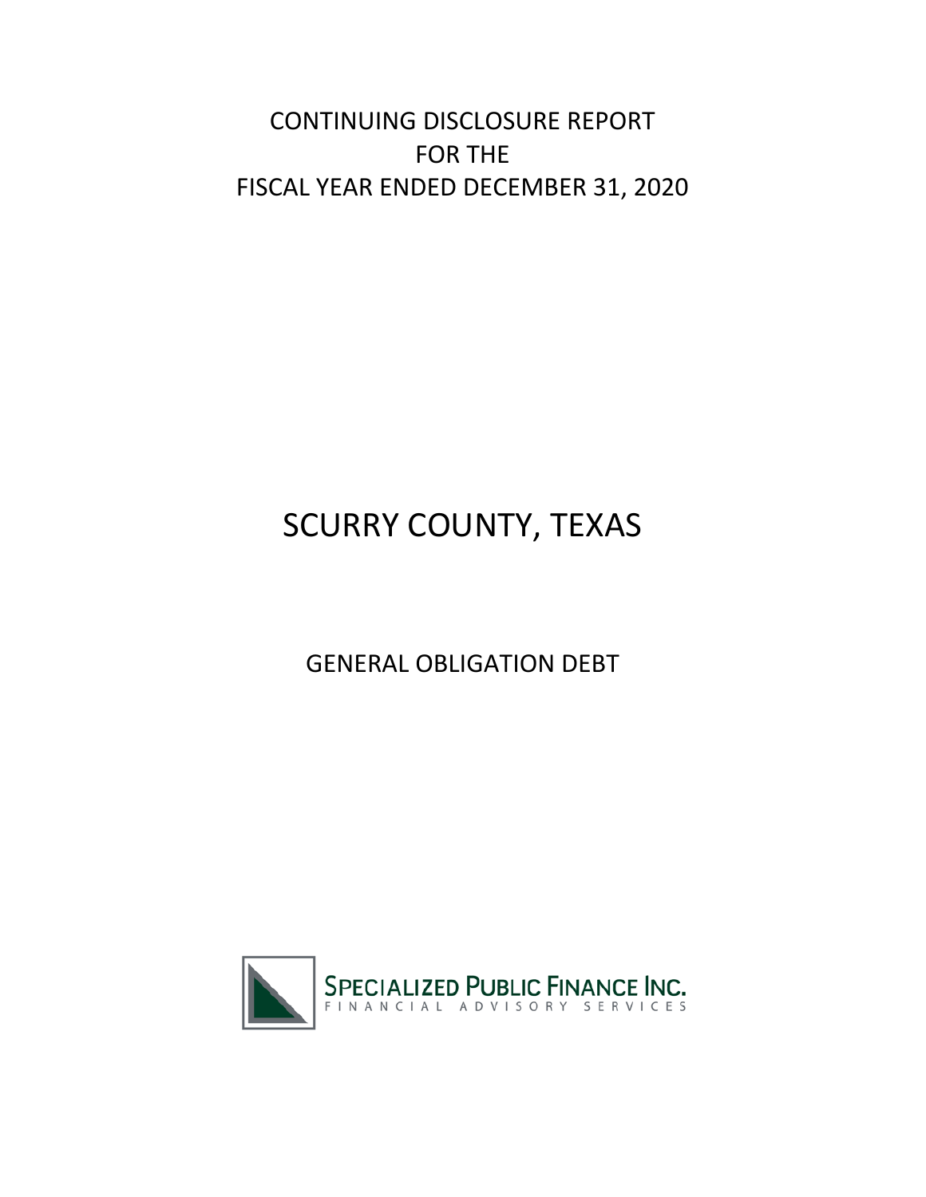# CONTINUING DISCLOSURE REPORT FOR THE FISCAL YEAR ENDED DECEMBER 31, 2020

# SCURRY COUNTY, TEXAS

## GENERAL OBLIGATION DEBT

SPECIALIZED PUBLIC FINANCE INC.
FINANCIAL ADVISORY SERVICES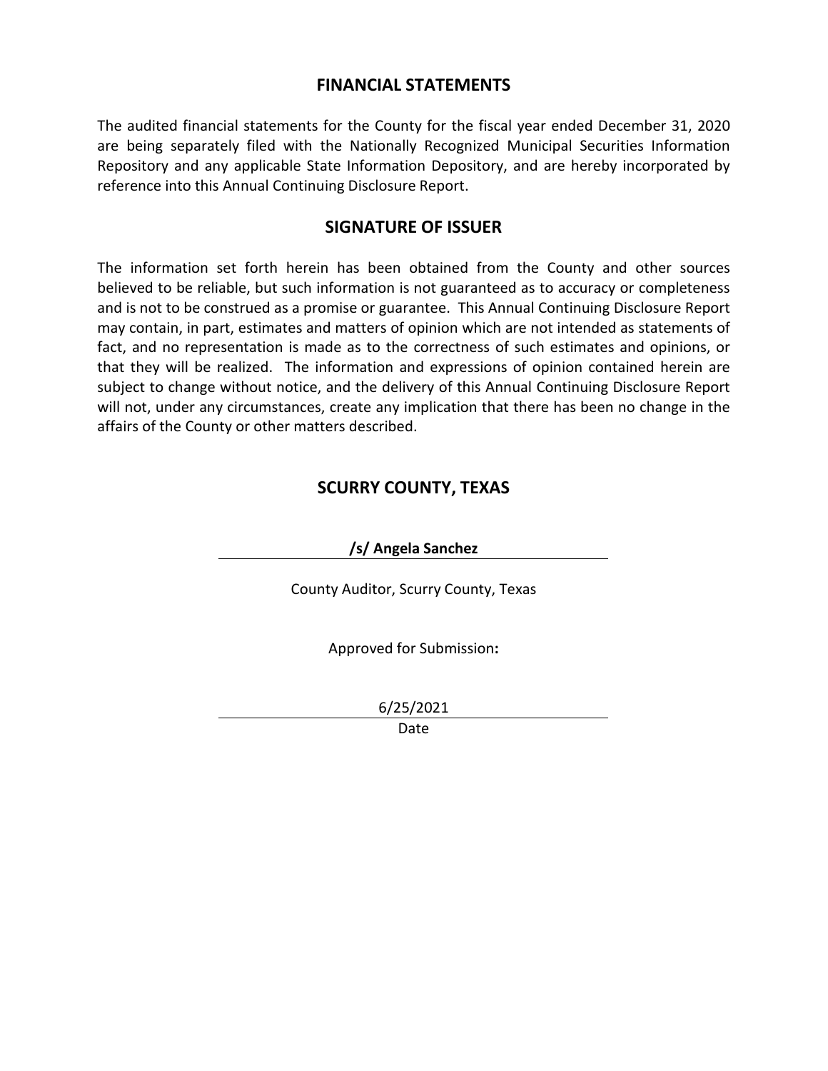## FINANCIAL STATEMENTS

The audited financial statements for the County for the fiscal year ended December 31, 2020 are being separately filed with the Nationally Recognized Municipal Securities Information Repository and any applicable State Information Depository, and are hereby incorporated by reference into this Annual Continuing Disclosure Report.

## SIGNATURE OF ISSUER

The information set forth herein has been obtained from the County and other sources believed to be reliable, but such information is not guaranteed as to accuracy or completeness and is not to be construed as a promise or guarantee. This Annual Continuing Disclosure Report may contain, in part, estimates and matters of opinion which are not intended as statements of fact, and no representation is made as to the correctness of such estimates and opinions, or that they will be realized. The information and expressions of opinion contained herein are subject to change without notice, and the delivery of this Annual Continuing Disclosure Report will not, under any circumstances, create any implication that there has been no change in the affairs of the County or other matters described.

## SCURRY COUNTY, TEXAS

**/s/ Angela Sanchez**

County Auditor, Scurry County, Texas

Approved for Submission**:**

6/25/2021

Date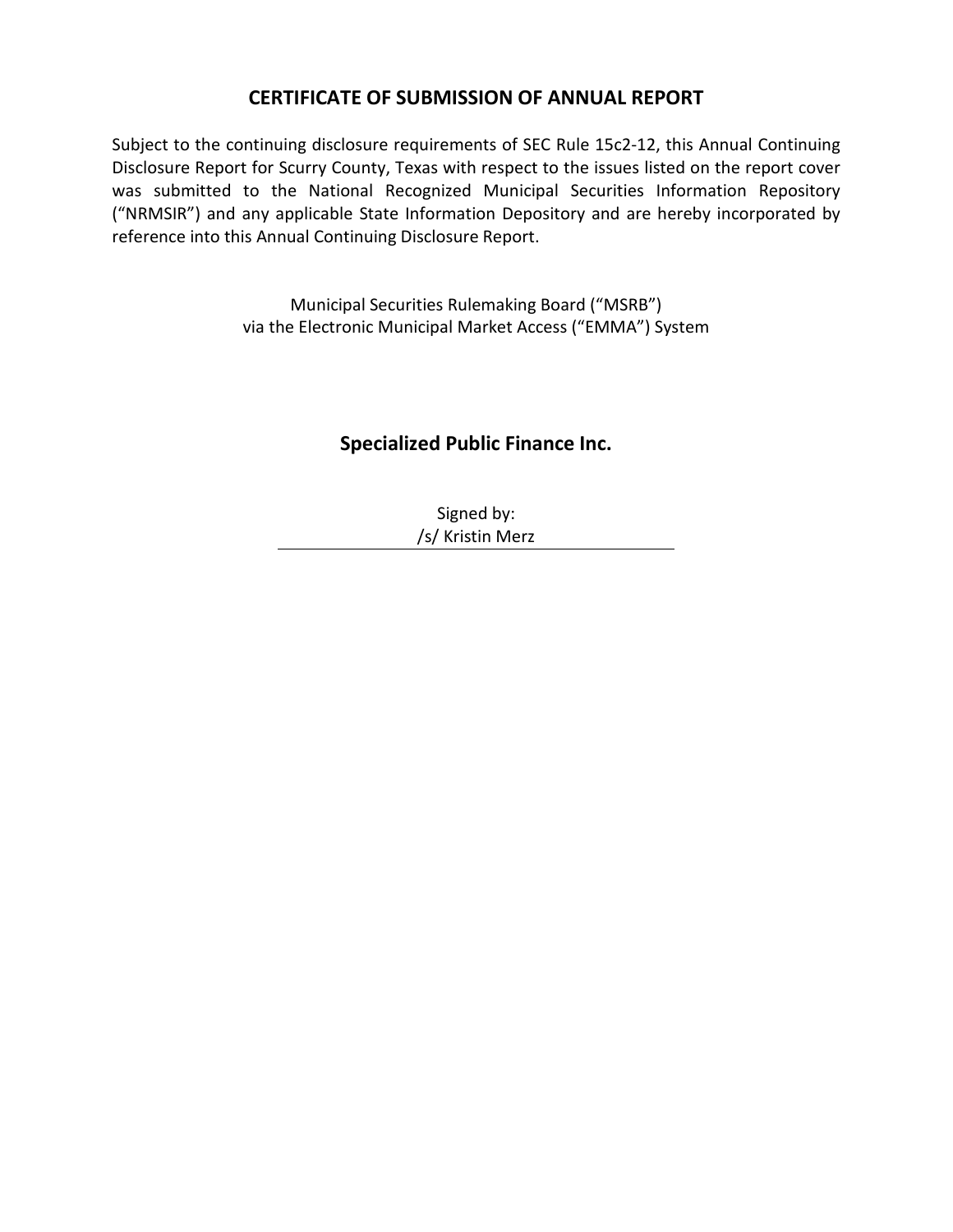# CERTIFICATE OF SUBMISSION OF ANNUAL REPORT

Subject to the continuing disclosure requirements of SEC Rule 15c2-12, this Annual Continuing Disclosure Report for Scurry County, Texas with respect to the issues listed on the report cover was submitted to the National Recognized Municipal Securities Information Repository ("NRMSIR") and any applicable State Information Depository and are hereby incorporated by reference into this Annual Continuing Disclosure Report.

Municipal Securities Rulemaking Board ("MSRB")
via the Electronic Municipal Market Access ("EMMA") System

**Specialized Public Finance Inc.**

Signed by:
/s/ Kristin Merz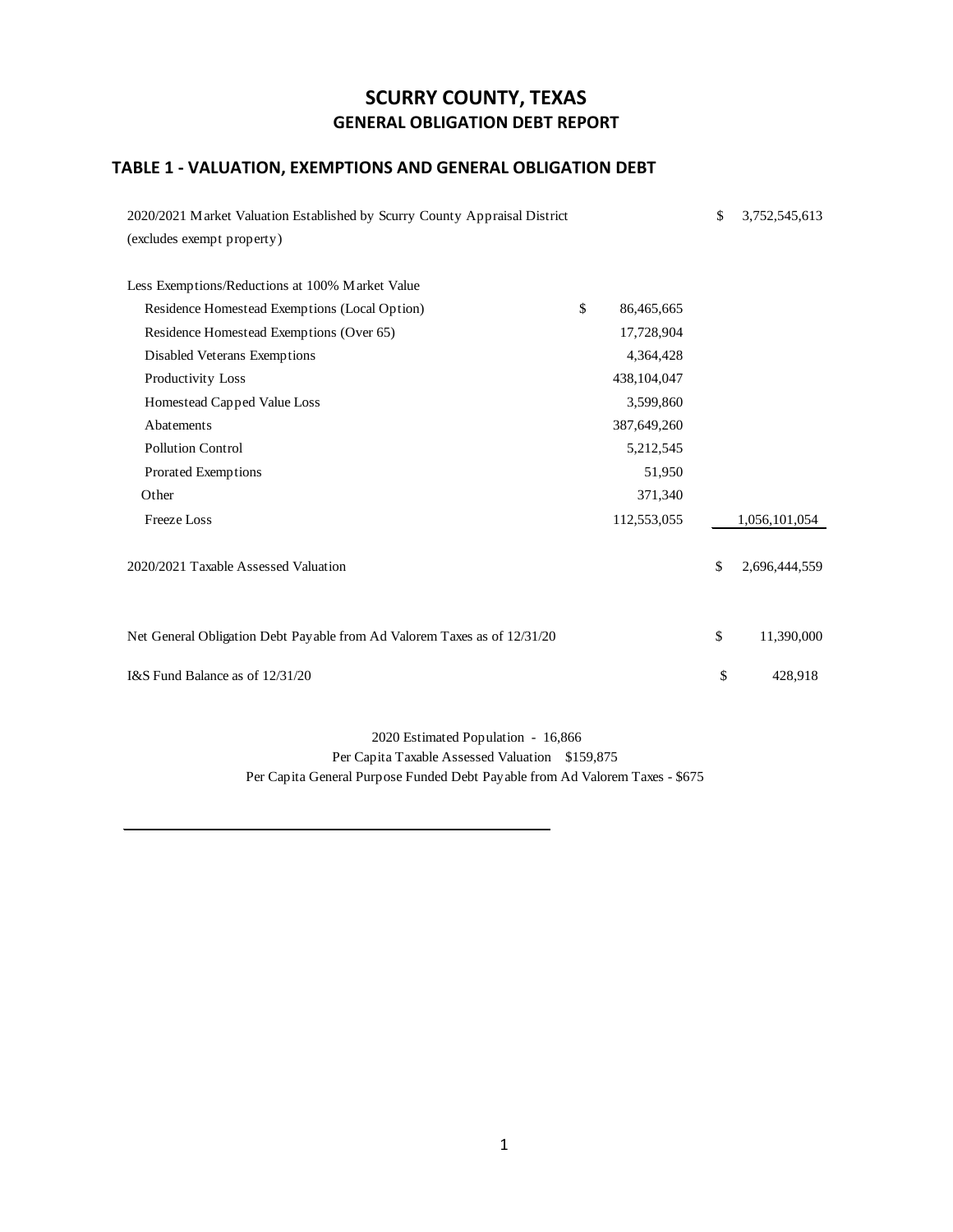# SCURRY COUNTY, TEXAS

## GENERAL OBLIGATION DEBT REPORT

### TABLE 1 - VALUATION, EXEMPTIONS AND GENERAL OBLIGATION DEBT

| | | |
|---|---|---|
| 2020/2021 Market Valuation Established by Scurry County Appraisal District (excludes exempt property) | | $ 3,752,545,613 |
| Less Exemptions/Reductions at 100% Market Value | | |
| Residence Homestead Exemptions (Local Option) | $ 86,465,665 | |
| Residence Homestead Exemptions (Over 65) | 17,728,904 | |
| Disabled Veterans Exemptions | 4,364,428 | |
| Productivity Loss | 438,104,047 | |
| Homestead Capped Value Loss | 3,599,860 | |
| Abatements | 387,649,260 | |
| Pollution Control | 5,212,545 | |
| Prorated Exemptions | 51,950 | |
| Other | 371,340 | |
| Freeze Loss | 112,553,055 | 1,056,101,054 |
| 2020/2021 Taxable Assessed Valuation | | $ 2,696,444,559 |
| Net General Obligation Debt Payable from Ad Valorem Taxes as of 12/31/20 | | $ 11,390,000 |
| I&S Fund Balance as of 12/31/20 | | $ 428,918 |

2020 Estimated Population - 16,866

Per Capita Taxable Assessed Valuation $159,875

Per Capita General Purpose Funded Debt Payable from Ad Valorem Taxes - $675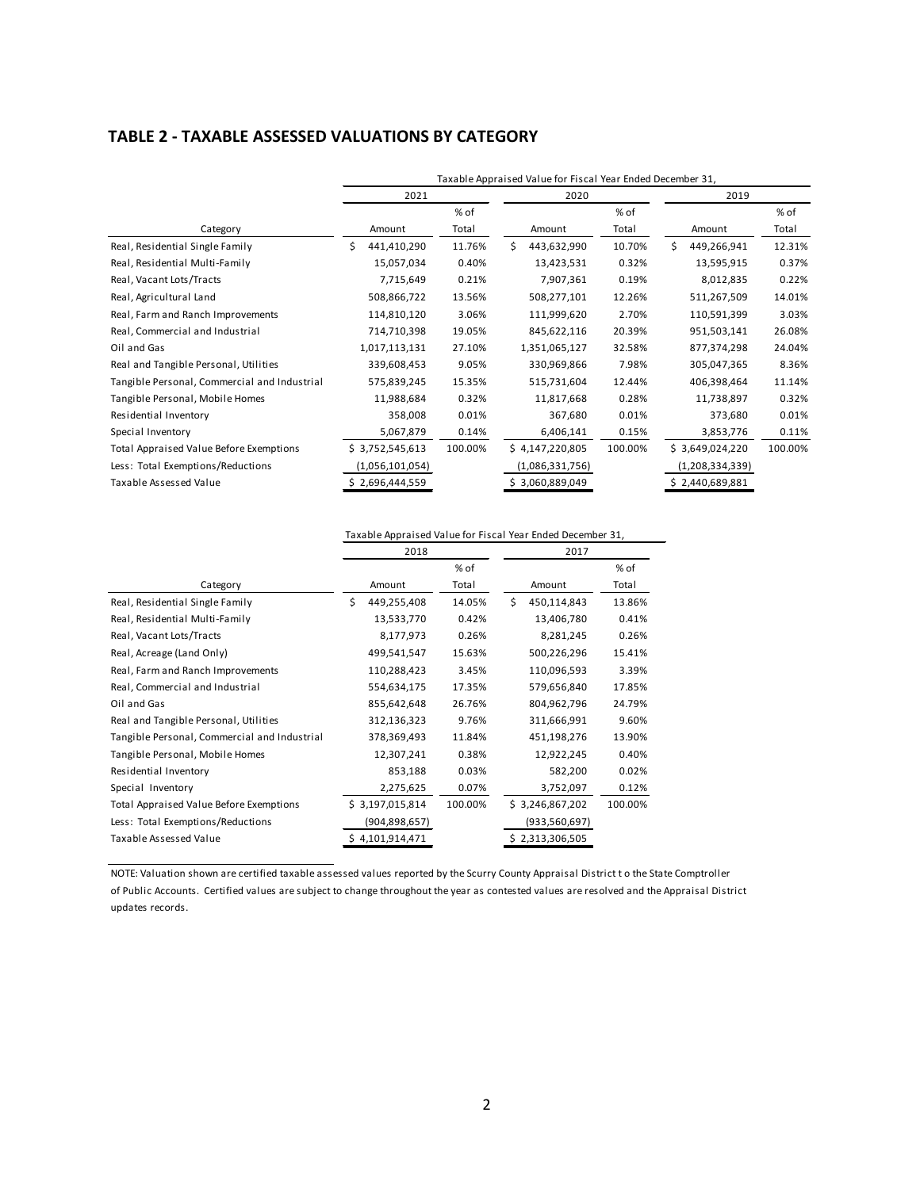## TABLE 2 - TAXABLE ASSESSED VALUATIONS BY CATEGORY

| | Taxable Appraised Value for Fiscal Year Ended December 31, | | | | | |
|---|---|---|---|---|---|---|
| | 2021 | | 2020 | | 2019 | |
| Category | Amount | % of Total | Amount | % of Total | Amount | % of Total |
| Real, Residential Single Family | $ 441,410,290 | 11.76% | $ 443,632,990 | 10.70% | $ 449,266,941 | 12.31% |
| Real, Residential Multi-Family | 15,057,034 | 0.40% | 13,423,531 | 0.32% | 13,595,915 | 0.37% |
| Real, Vacant Lots/Tracts | 7,715,649 | 0.21% | 7,907,361 | 0.19% | 8,012,835 | 0.22% |
| Real, Agricultural Land | 508,866,722 | 13.56% | 508,277,101 | 12.26% | 511,267,509 | 14.01% |
| Real, Farm and Ranch Improvements | 114,810,120 | 3.06% | 111,999,620 | 2.70% | 110,591,399 | 3.03% |
| Real, Commercial and Industrial | 714,710,398 | 19.05% | 845,622,116 | 20.39% | 951,503,141 | 26.08% |
| Oil and Gas | 1,017,113,131 | 27.10% | 1,351,065,127 | 32.58% | 877,374,298 | 24.04% |
| Real and Tangible Personal, Utilities | 339,608,453 | 9.05% | 330,969,866 | 7.98% | 305,047,365 | 8.36% |
| Tangible Personal, Commercial and Industrial | 575,839,245 | 15.35% | 515,731,604 | 12.44% | 406,398,464 | 11.14% |
| Tangible Personal, Mobile Homes | 11,988,684 | 0.32% | 11,817,668 | 0.28% | 11,738,897 | 0.32% |
| Residential Inventory | 358,008 | 0.01% | 367,680 | 0.01% | 373,680 | 0.01% |
| Special Inventory | 5,067,879 | 0.14% | 6,406,141 | 0.15% | 3,853,776 | 0.11% |
| Total Appraised Value Before Exemptions | $ 3,752,545,613 | 100.00% | $ 4,147,220,805 | 100.00% | $ 3,649,024,220 | 100.00% |
| Less: Total Exemptions/Reductions | (1,056,101,054) | | (1,086,331,756) | | (1,208,334,339) | |
| Taxable Assessed Value | $ 2,696,444,559 | | $ 3,060,889,049 | | $ 2,440,689,881 | |

| | Taxable Appraised Value for Fiscal Year Ended December 31, | | | |
|---|---|---|---|---|
| | 2018 | | 2017 | |
| Category | Amount | % of Total | Amount | % of Total |
| Real, Residential Single Family | $ 449,255,408 | 14.05% | $ 450,114,843 | 13.86% |
| Real, Residential Multi-Family | 13,533,770 | 0.42% | 13,406,780 | 0.41% |
| Real, Vacant Lots/Tracts | 8,177,973 | 0.26% | 8,281,245 | 0.26% |
| Real, Acreage (Land Only) | 499,541,547 | 15.63% | 500,226,296 | 15.41% |
| Real, Farm and Ranch Improvements | 110,288,423 | 3.45% | 110,096,593 | 3.39% |
| Real, Commercial and Industrial | 554,634,175 | 17.35% | 579,656,840 | 17.85% |
| Oil and Gas | 855,642,648 | 26.76% | 804,962,796 | 24.79% |
| Real and Tangible Personal, Utilities | 312,136,323 | 9.76% | 311,666,991 | 9.60% |
| Tangible Personal, Commercial and Industrial | 378,369,493 | 11.84% | 451,198,276 | 13.90% |
| Tangible Personal, Mobile Homes | 12,307,241 | 0.38% | 12,922,245 | 0.40% |
| Residential Inventory | 853,188 | 0.03% | 582,200 | 0.02% |
| Special Inventory | 2,275,625 | 0.07% | 3,752,097 | 0.12% |
| Total Appraised Value Before Exemptions | $ 3,197,015,814 | 100.00% | $ 3,246,867,202 | 100.00% |
| Less: Total Exemptions/Reductions | (904,898,657) | | (933,560,697) | |
| Taxable Assessed Value | $ 4,101,914,471 | | $ 2,313,306,505 | |

NOTE: Valuation shown are certified taxable assessed values reported by the Scurry County Appraisal District t o the State Comptroller of Public Accounts. Certified values are subject to change throughout the year as contested values are resolved and the Appraisal District updates records.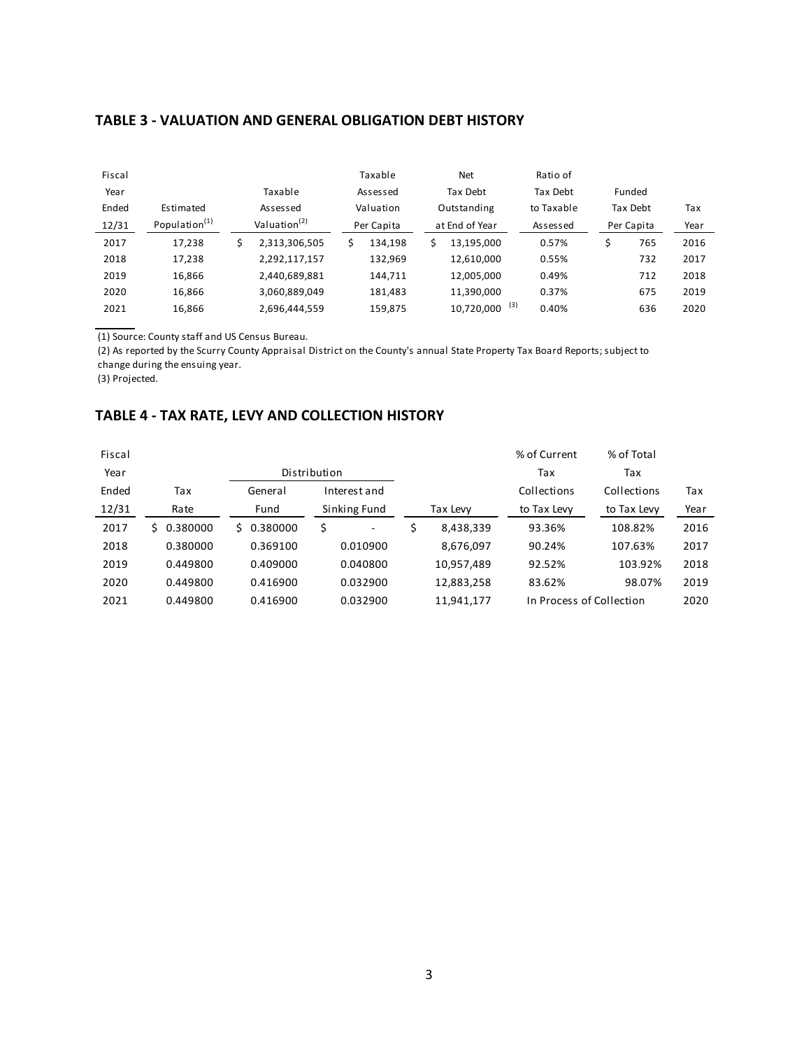## TABLE 3 - VALUATION AND GENERAL OBLIGATION DEBT HISTORY

| Fiscal Year Ended 12/31 | Estimated Population[1] | Taxable Assessed Valuation[2] | Taxable Assessed Valuation Per Capita | Net Tax Debt Outstanding at End of Year | Ratio of Tax Debt to Taxable Assessed | Funded Tax Debt Per Capita | Tax Year |
|---|---|---|---|---|---|---|---|
| 2017 | 17,238 | $ 2,313,306,505 | $ 134,198 | $ 13,195,000 | 0.57% | $ 765 | 2016 |
| 2018 | 17,238 | 2,292,117,157 | 132,969 | 12,610,000 | 0.55% | 732 | 2017 |
| 2019 | 16,866 | 2,440,689,881 | 144,711 | 12,005,000 | 0.49% | 712 | 2018 |
| 2020 | 16,866 | 3,060,889,049 | 181,483 | 11,390,000 | 0.37% | 675 | 2019 |
| 2021 | 16,866 | 2,696,444,559 | 159,875 | 10,720,000 [3] | 0.40% | 636 | 2020 |

(1) Source: County staff and US Census Bureau.

(2) As reported by the Scurry County Appraisal District on the County's annual State Property Tax Board Reports; subject to change during the ensuing year.

(3) Projected.

## TABLE 4 - TAX RATE, LEVY AND COLLECTION HISTORY

| Fiscal Year Ended 12/31 | Tax Rate | Distribution | | Tax Levy | % of Current Tax Collections to Tax Levy | % of Total Tax Collections to Tax Levy | Tax Year |
|---|---|---|---|---|---|---|---|
| | | General Fund | Interest and Sinking Fund | | | | |
| 2017 | $ 0.380000 | $ 0.380000 | $ - | $ 8,438,339 | 93.36% | 108.82% | 2016 |
| 2018 | 0.380000 | 0.369100 | 0.010900 | 8,676,097 | 90.24% | 107.63% | 2017 |
| 2019 | 0.449800 | 0.409000 | 0.040800 | 10,957,489 | 92.52% | 103.92% | 2018 |
| 2020 | 0.449800 | 0.416900 | 0.032900 | 12,883,258 | 83.62% | 98.07% | 2019 |
| 2021 | 0.449800 | 0.416900 | 0.032900 | 11,941,177 | In Process of Collection | | 2020 |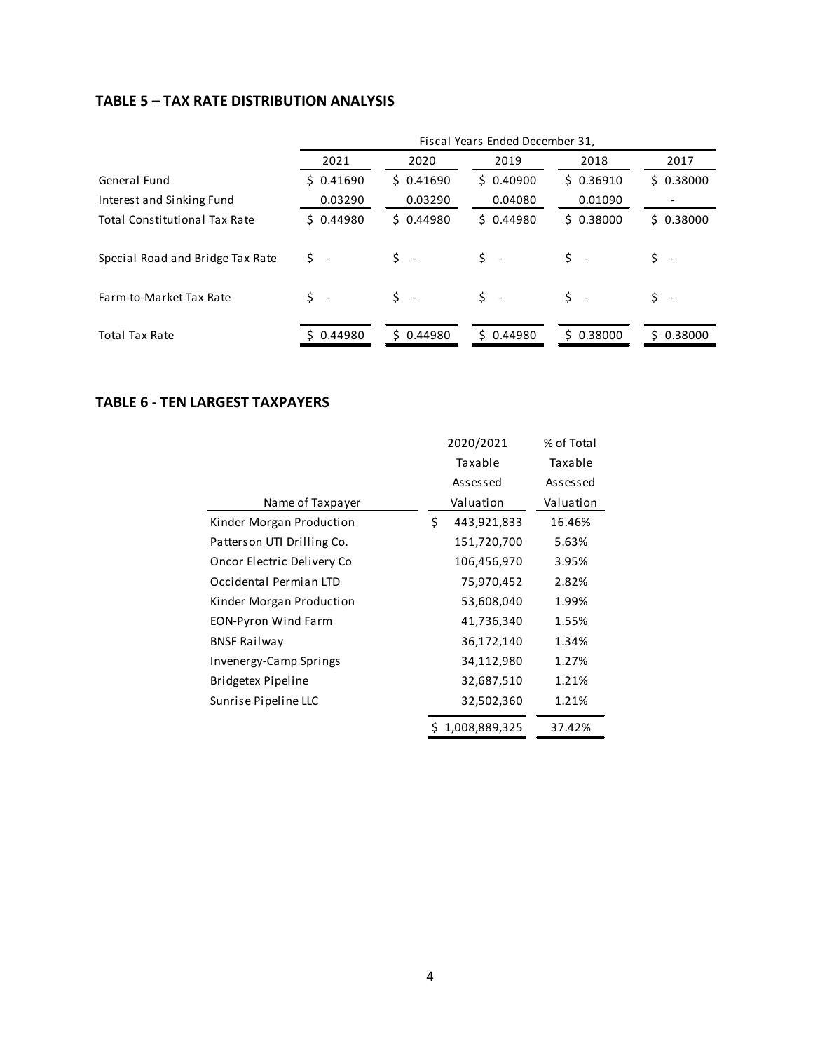## TABLE 5 – TAX RATE DISTRIBUTION ANALYSIS

| | Fiscal Years Ended December 31, | | | | |
|---|---|---|---|---|---|
| | 2021 | 2020 | 2019 | 2018 | 2017 |
| General Fund | $ 0.41690 | $ 0.41690 | $ 0.40900 | $ 0.36910 | $ 0.38000 |
| Interest and Sinking Fund | 0.03290 | 0.03290 | 0.04080 | 0.01090 | - |
| Total Constitutional Tax Rate | $ 0.44980 | $ 0.44980 | $ 0.44980 | $ 0.38000 | $ 0.38000 |
| Special Road and Bridge Tax Rate | $ - | $ - | $ - | $ - | $ - |
| Farm-to-Market Tax Rate | $ - | $ - | $ - | $ - | $ - |
| Total Tax Rate | $ 0.44980 | $ 0.44980 | $ 0.44980 | $ 0.38000 | $ 0.38000 |

## TABLE 6 - TEN LARGEST TAXPAYERS

| Name of Taxpayer | 2020/2021 Taxable Assessed Valuation | % of Total Taxable Assessed Valuation |
|---|---|---|
| Kinder Morgan Production | $ 443,921,833 | 16.46% |
| Patterson UTI Drilling Co. | 151,720,700 | 5.63% |
| Oncor Electric Delivery Co | 106,456,970 | 3.95% |
| Occidental Permian LTD | 75,970,452 | 2.82% |
| Kinder Morgan Production | 53,608,040 | 1.99% |
| EON-Pyron Wind Farm | 41,736,340 | 1.55% |
| BNSF Railway | 36,172,140 | 1.34% |
| Invenergy-Camp Springs | 34,112,980 | 1.27% |
| Bridgetex Pipeline | 32,687,510 | 1.21% |
| Sunrise Pipeline LLC | 32,502,360 | 1.21% |
| | $ 1,008,889,325 | 37.42% |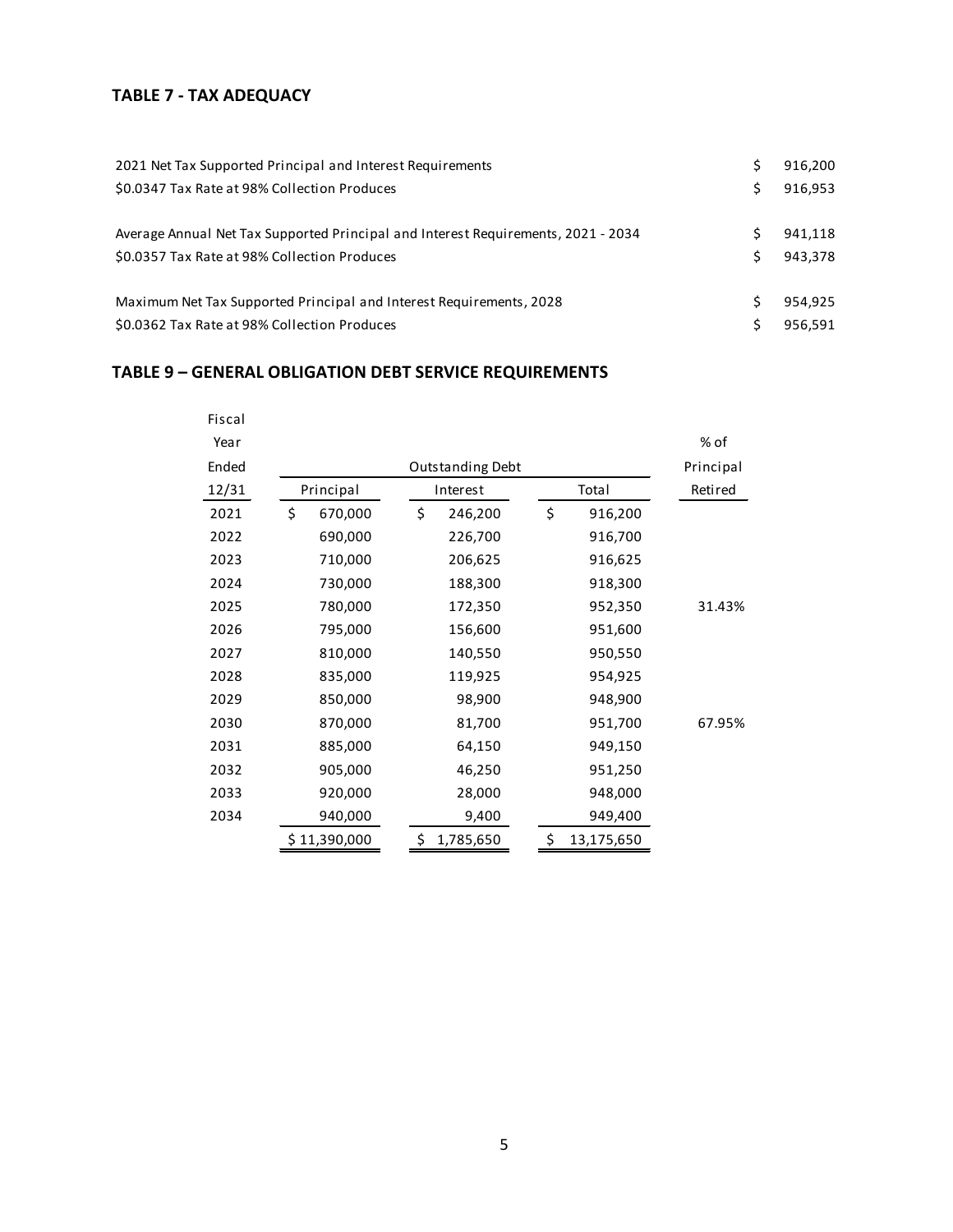## TABLE 7 - TAX ADEQUACY

| | |
|---|---|
| 2021 Net Tax Supported Principal and Interest Requirements | $ 916,200 |
| $0.0347 Tax Rate at 98% Collection Produces | $ 916,953 |
| | |
| Average Annual Net Tax Supported Principal and Interest Requirements, 2021 - 2034 | $ 941,118 |
| $0.0357 Tax Rate at 98% Collection Produces | $ 943,378 |
| | |
| Maximum Net Tax Supported Principal and Interest Requirements, 2028 | $ 954,925 |
| $0.0362 Tax Rate at 98% Collection Produces | $ 956,591 |

## TABLE 9 – GENERAL OBLIGATION DEBT SERVICE REQUIREMENTS

| Fiscal Year Ended 12/31 | Outstanding Debt | | | % of Principal Retired |
|---|---|---|---|---|
| | Principal | Interest | Total | |
| 2021 | $ 670,000 | $ 246,200 | $ 916,200 | |
| 2022 | 690,000 | 226,700 | 916,700 | |
| 2023 | 710,000 | 206,625 | 916,625 | |
| 2024 | 730,000 | 188,300 | 918,300 | |
| 2025 | 780,000 | 172,350 | 952,350 | 31.43% |
| 2026 | 795,000 | 156,600 | 951,600 | |
| 2027 | 810,000 | 140,550 | 950,550 | |
| 2028 | 835,000 | 119,925 | 954,925 | |
| 2029 | 850,000 | 98,900 | 948,900 | |
| 2030 | 870,000 | 81,700 | 951,700 | 67.95% |
| 2031 | 885,000 | 64,150 | 949,150 | |
| 2032 | 905,000 | 46,250 | 951,250 | |
| 2033 | 920,000 | 28,000 | 948,000 | |
| 2034 | 940,000 | 9,400 | 949,400 | |
| | $ 11,390,000 | $ 1,785,650 | $ 13,175,650 | |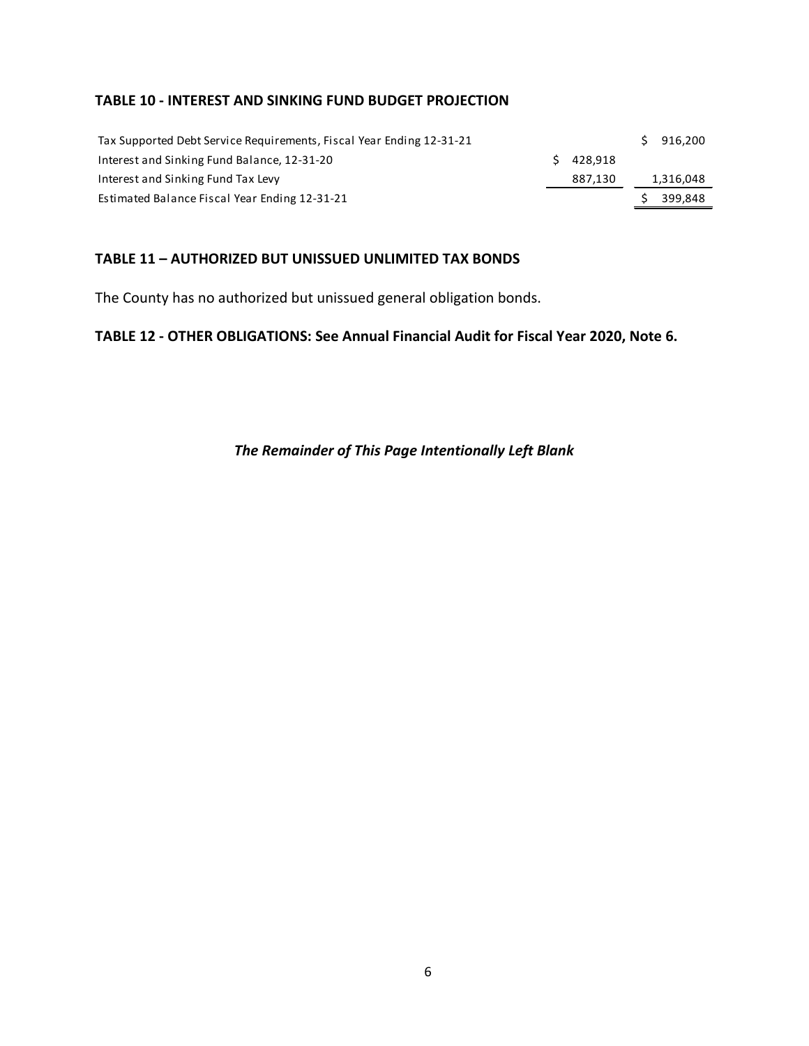## TABLE 10 - INTEREST AND SINKING FUND BUDGET PROJECTION

| | | |
|---|---|---|
| Tax Supported Debt Service Requirements, Fiscal Year Ending 12-31-21 | | $ 916,200 |
| Interest and Sinking Fund Balance, 12-31-20 | $ 428,918 | |
| Interest and Sinking Fund Tax Levy | 887,130 | 1,316,048 |
| Estimated Balance Fiscal Year Ending 12-31-21 | | $ 399,848 |

## TABLE 11 – AUTHORIZED BUT UNISSUED UNLIMITED TAX BONDS

The County has no authorized but unissued general obligation bonds.

## TABLE 12 - OTHER OBLIGATIONS: See Annual Financial Audit for Fiscal Year 2020, Note 6.

***The Remainder of This Page Intentionally Left Blank***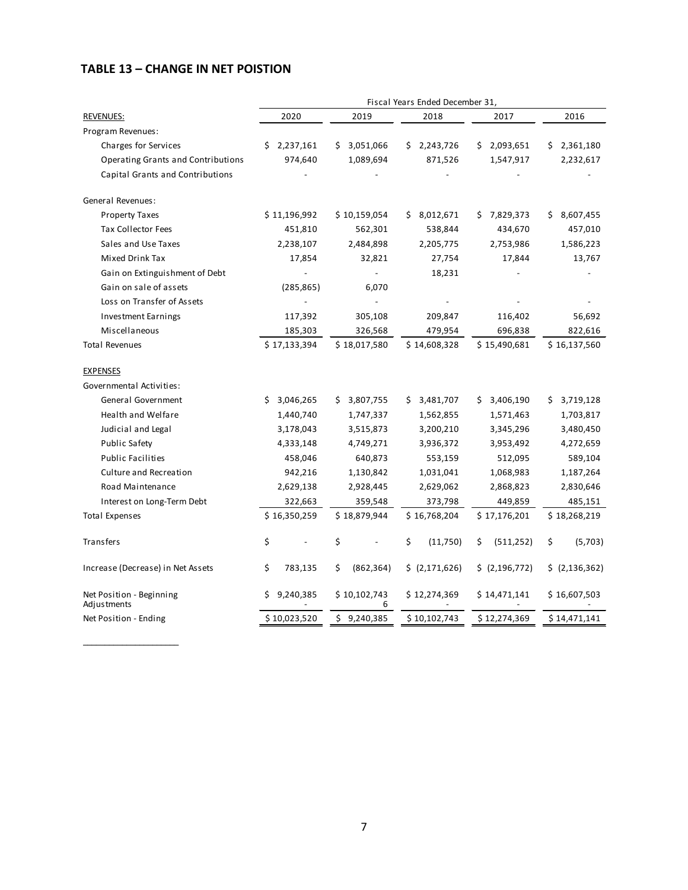## TABLE 13 – CHANGE IN NET POISTION

| | Fiscal Years Ended December 31, | | | | |
|---|---|---|---|---|---|
| REVENUES: | 2020 | 2019 | 2018 | 2017 | 2016 |
| Program Revenues: | | | | | |
| Charges for Services | $ 2,237,161 | $ 3,051,066 | $ 2,243,726 | $ 2,093,651 | $ 2,361,180 |
| Operating Grants and Contributions | 974,640 | 1,089,694 | 871,526 | 1,547,917 | 2,232,617 |
| Capital Grants and Contributions | - | - | - | - | - |
| General Revenues: | | | | | |
| Property Taxes | $ 11,196,992 | $ 10,159,054 | $ 8,012,671 | $ 7,829,373 | $ 8,607,455 |
| Tax Collector Fees | 451,810 | 562,301 | 538,844 | 434,670 | 457,010 |
| Sales and Use Taxes | 2,238,107 | 2,484,898 | 2,205,775 | 2,753,986 | 1,586,223 |
| Mixed Drink Tax | 17,854 | 32,821 | 27,754 | 17,844 | 13,767 |
| Gain on Extinguishment of Debt | - | - | 18,231 | - | - |
| Gain on sale of assets | (285,865) | 6,070 | | | |
| Loss on Transfer of Assets | - | - | - | - | - |
| Investment Earnings | 117,392 | 305,108 | 209,847 | 116,402 | 56,692 |
| Miscellaneous | 185,303 | 326,568 | 479,954 | 696,838 | 822,616 |
| Total Revenues | $ 17,133,394 | $ 18,017,580 | $ 14,608,328 | $ 15,490,681 | $ 16,137,560 |
| EXPENSES | | | | | |
| Governmental Activities: | | | | | |
| General Government | $ 3,046,265 | $ 3,807,755 | $ 3,481,707 | $ 3,406,190 | $ 3,719,128 |
| Health and Welfare | 1,440,740 | 1,747,337 | 1,562,855 | 1,571,463 | 1,703,817 |
| Judicial and Legal | 3,178,043 | 3,515,873 | 3,200,210 | 3,345,296 | 3,480,450 |
| Public Safety | 4,333,148 | 4,749,271 | 3,936,372 | 3,953,492 | 4,272,659 |
| Public Facilities | 458,046 | 640,873 | 553,159 | 512,095 | 589,104 |
| Culture and Recreation | 942,216 | 1,130,842 | 1,031,041 | 1,068,983 | 1,187,264 |
| Road Maintenance | 2,629,138 | 2,928,445 | 2,629,062 | 2,868,823 | 2,830,646 |
| Interest on Long-Term Debt | 322,663 | 359,548 | 373,798 | 449,859 | 485,151 |
| Total Expenses | $ 16,350,259 | $ 18,879,944 | $ 16,768,204 | $ 17,176,201 | $ 18,268,219 |
| Transfers | $ - | $ - | $ (11,750) | $ (511,252) | $ (5,703) |
| Increase (Decrease) in Net Assets | $ 783,135 | $ (862,364) | $ (2,171,626) | $ (2,196,772) | $ (2,136,362) |
| Net Position - Beginning | $ 9,240,385 | $ 10,102,743 | $ 12,274,369 | $ 14,471,141 | $ 16,607,503 |
| Adjustments | - | 6 | - | - | - |
| Net Position - Ending | $ 10,023,520 | $ 9,240,385 | $ 10,102,743 | $ 12,274,369 | $ 14,471,141 |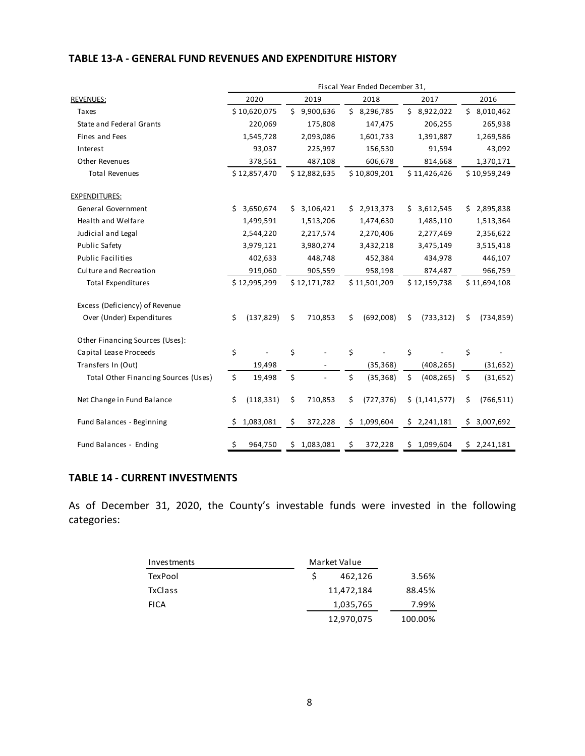## TABLE 13-A - GENERAL FUND REVENUES AND EXPENDITURE HISTORY

| | Fiscal Year Ended December 31, | | | | |
|---|---|---|---|---|---|
| REVENUES: | 2020 | 2019 | 2018 | 2017 | 2016 |
| Taxes | $ 10,620,075 | $ 9,900,636 | $ 8,296,785 | $ 8,922,022 | $ 8,010,462 |
| State and Federal Grants | 220,069 | 175,808 | 147,475 | 206,255 | 265,938 |
| Fines and Fees | 1,545,728 | 2,093,086 | 1,601,733 | 1,391,887 | 1,269,586 |
| Interest | 93,037 | 225,997 | 156,530 | 91,594 | 43,092 |
| Other Revenues | 378,561 | 487,108 | 606,678 | 814,668 | 1,370,171 |
| Total Revenues | $ 12,857,470 | $ 12,882,635 | $ 10,809,201 | $ 11,426,426 | $ 10,959,249 |
| EXPENDITURES: | | | | | |
| General Government | $ 3,650,674 | $ 3,106,421 | $ 2,913,373 | $ 3,612,545 | $ 2,895,838 |
| Health and Welfare | 1,499,591 | 1,513,206 | 1,474,630 | 1,485,110 | 1,513,364 |
| Judicial and Legal | 2,544,220 | 2,217,574 | 2,270,406 | 2,277,469 | 2,356,622 |
| Public Safety | 3,979,121 | 3,980,274 | 3,432,218 | 3,475,149 | 3,515,418 |
| Public Facilities | 402,633 | 448,748 | 452,384 | 434,978 | 446,107 |
| Culture and Recreation | 919,060 | 905,559 | 958,198 | 874,487 | 966,759 |
| Total Expenditures | $ 12,995,299 | $ 12,171,782 | $ 11,501,209 | $ 12,159,738 | $ 11,694,108 |
| Excess (Deficiency) of Revenue Over (Under) Expenditures | $ (137,829) | $ 710,853 | $ (692,008) | $ (733,312) | $ (734,859) |
| Other Financing Sources (Uses): | | | | | |
| Capital Lease Proceeds | $ - | $ - | $ - | $ - | $ - |
| Transfers In (Out) | 19,498 | - | (35,368) | (408,265) | (31,652) |
| Total Other Financing Sources (Uses) | $ 19,498 | $ - | $ (35,368) | $ (408,265) | $ (31,652) |
| Net Change in Fund Balance | $ (118,331) | $ 710,853 | $ (727,376) | $ (1,141,577) | $ (766,511) |
| Fund Balances - Beginning | $ 1,083,081 | $ 372,228 | $ 1,099,604 | $ 2,241,181 | $ 3,007,692 |
| Fund Balances - Ending | $ 964,750 | $ 1,083,081 | $ 372,228 | $ 1,099,604 | $ 2,241,181 |

## TABLE 14 - CURRENT INVESTMENTS

As of December 31, 2020, the County's investable funds were invested in the following categories:

| Investments | Market Value | |
|---|---|---|
| TexPool | $ 462,126 | 3.56% |
| TxClass | 11,472,184 | 88.45% |
| FICA | 1,035,765 | 7.99% |
| | 12,970,075 | 100.00% |